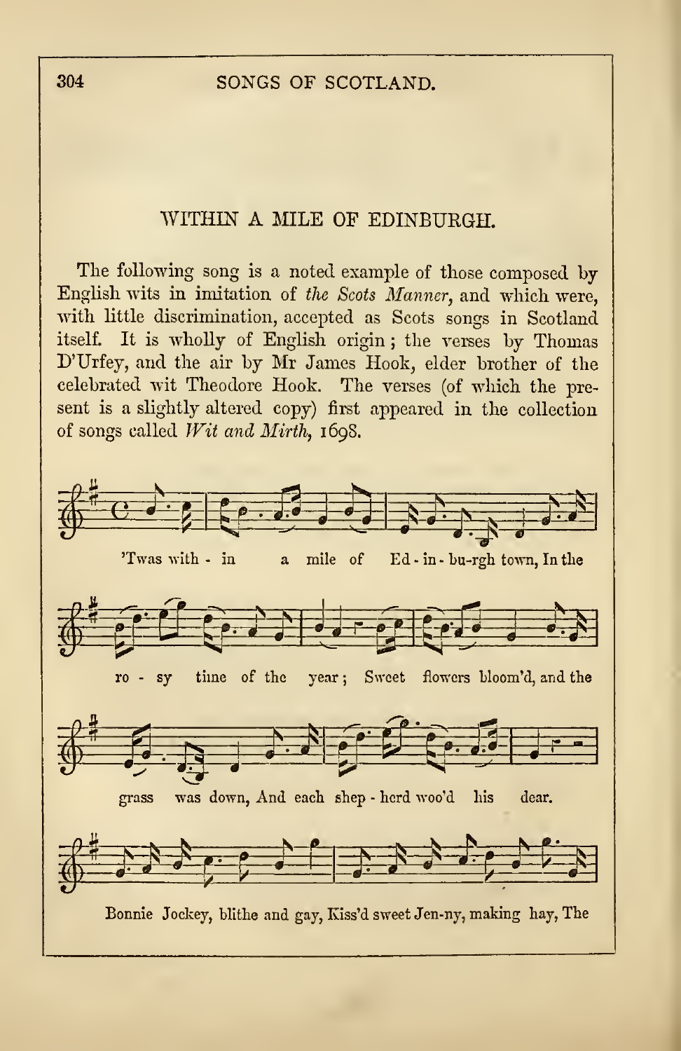## WITHIN A MILE OF EDINBURGH.

The following song is a noted example of those composed by English wits in imitation of *the Scots Manner*, and which were, with little discrimination, accepted as Scots songs in Scotland itself. It is wholly of English origin; the verses by Thomas D'Urfey, and the air by Mr James Hook, elder brother of the celebrated wit Theodore Hook. The verses (of which the present is a slightly altered copy) first appeared in the collection of songs called *Wit and Mirth*, 1698.

'Twas with - in a mile of Ed - in - bu-rgh town, In the

ro - sy time of the year; Sweet flowers bloom'd, and the

grass was down, And each shep - herd woo'd his dear.

Bonnie Jockey, blithe and gay, Kiss'd sweet Jen-ny, making hay, The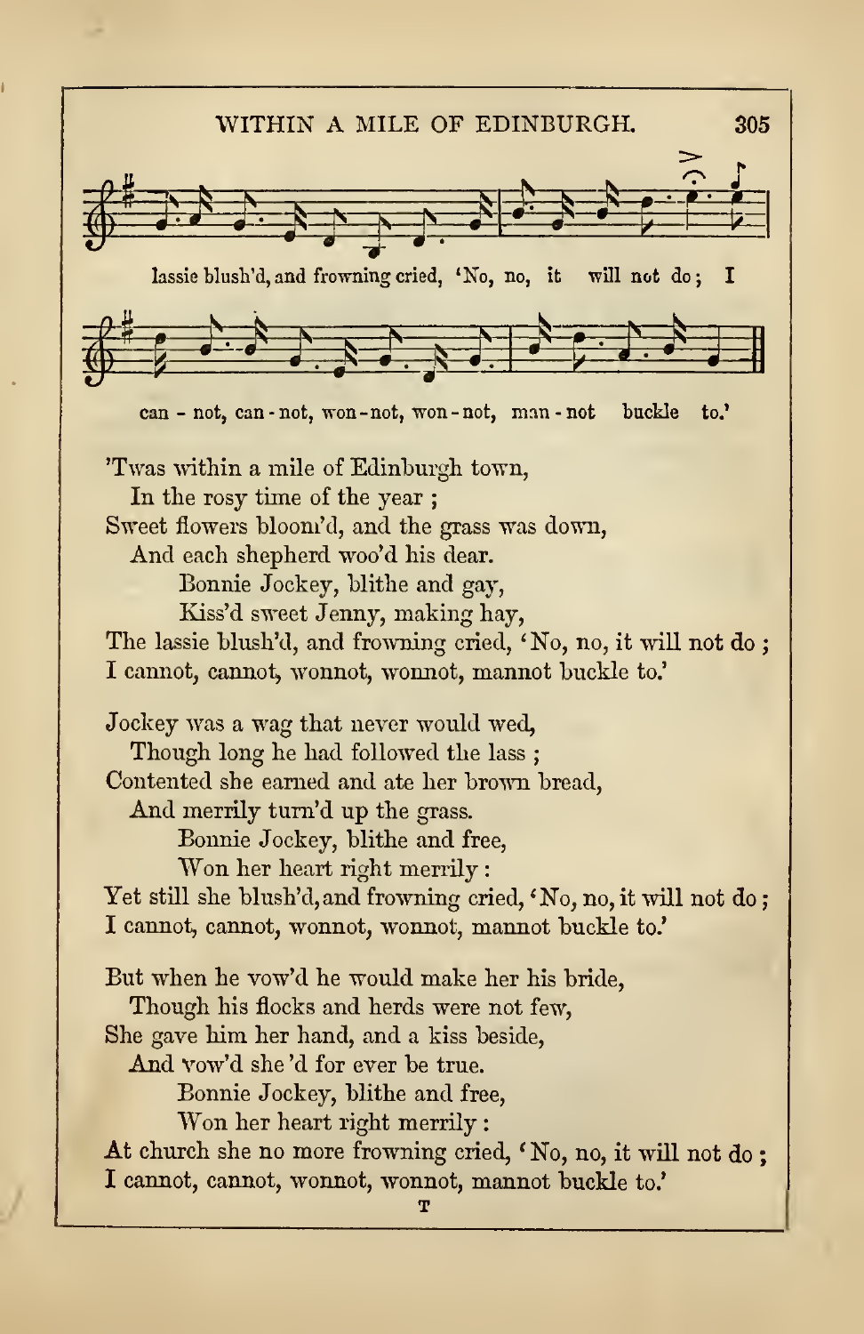lassie blush'd, and frowning cried, 'No, no, it will not do; I

can - not, can - not, won - not, won - not, man - not buckle to.'

'Twas within a mile of Edinburgh town,
In the rosy time of the year;
Sweet flowers bloom'd, and the grass was down,
And each shepherd woo'd his dear.
Bonnie Jockey, blithe and gay,
Kiss'd sweet Jenny, making hay,
The lassie blush'd, and frowning cried, 'No, no, it will not do;
I cannot, cannot, wonnot, wonnot, mannot buckle to.'

Jockey was a wag that never would wed,
Though long he had followed the lass;
Contented she earned and ate her brown bread,
And merrily turn'd up the grass.
Bonnie Jockey, blithe and free,
Won her heart right merrily:
Yet still she blush'd, and frowning cried, 'No, no, it will not do;
I cannot, cannot, wonnot, wonnot, mannot buckle to.'

But when he vow'd he would make her his bride,
Though his flocks and herds were not few,
She gave him her hand, and a kiss beside,
And vow'd she'd for ever be true.
Bonnie Jockey, blithe and free,
Won her heart right merrily:
At church she no more frowning cried, 'No, no, it will not do;
I cannot, cannot, wonnot, wonnot, mannot buckle to.'